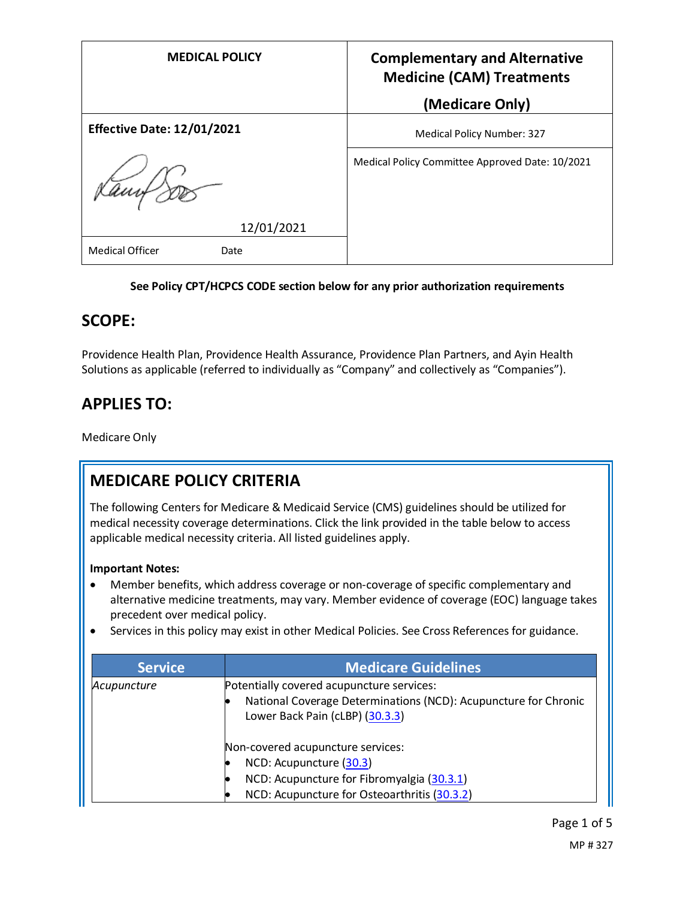| MEDICAL POLICY | Complementary and Alternative Medicine (CAM) Treatments (Medicare Only) |
|---|---|
| **Effective Date: 12/01/2021** | Medical Policy Number: 327 |
| 12/01/2021 | Medical Policy Committee Approved Date: 10/2021 |
| Medical Officer Date | |

**See Policy CPT/HCPCS CODE section below for any prior authorization requirements**

## SCOPE:

Providence Health Plan, Providence Health Assurance, Providence Plan Partners, and Ayin Health Solutions as applicable (referred to individually as "Company" and collectively as "Companies").

## APPLIES TO:

Medicare Only

## MEDICARE POLICY CRITERIA

The following Centers for Medicare & Medicaid Service (CMS) guidelines should be utilized for medical necessity coverage determinations. Click the link provided in the table below to access applicable medical necessity criteria. All listed guidelines apply.

**Important Notes:**

- Member benefits, which address coverage or non-coverage of specific complementary and alternative medicine treatments, may vary. Member evidence of coverage (EOC) language takes precedent over medical policy.
- Services in this policy may exist in other Medical Policies. See Cross References for guidance.

| Service | Medicare Guidelines |
|---|---|
| *Acupuncture* | Potentially covered acupuncture services:<br>• National Coverage Determinations (NCD): Acupuncture for Chronic Lower Back Pain (cLBP) (30.3.3)<br><br>Non-covered acupuncture services:<br>• NCD: Acupuncture (30.3)<br>• NCD: Acupuncture for Fibromyalgia (30.3.1)<br>• NCD: Acupuncture for Osteoarthritis (30.3.2) |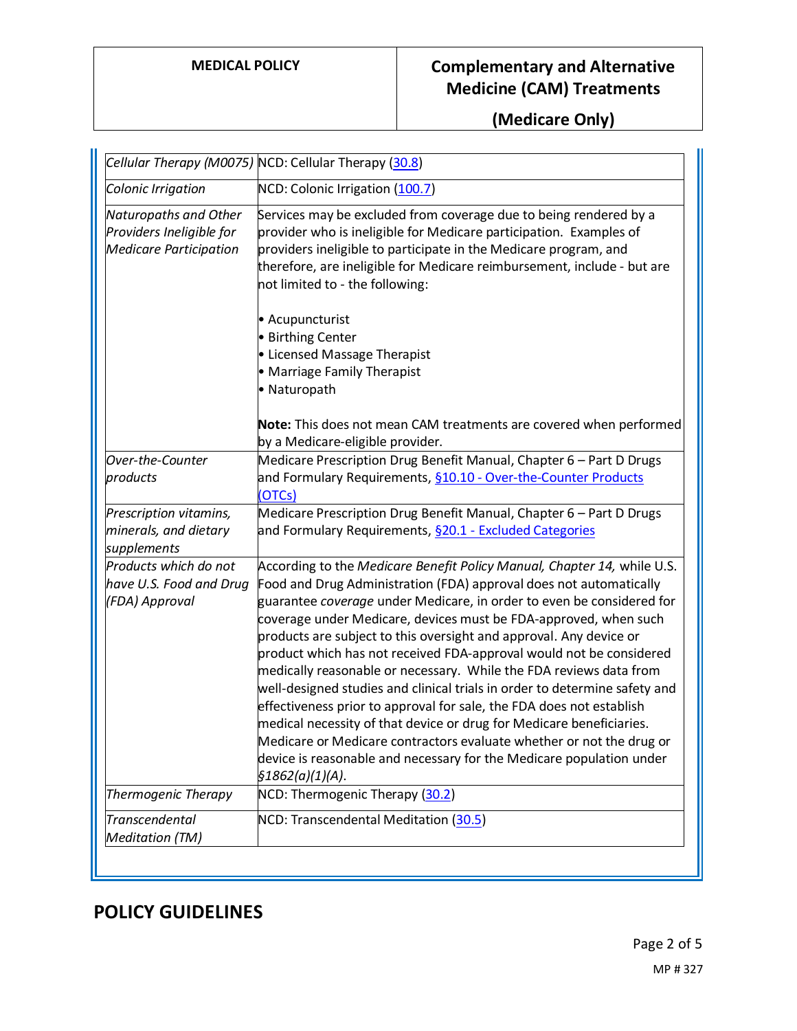| | |
|---|---|
| *Cellular Therapy (M0075)* | NCD: Cellular Therapy (30.8) |
| *Colonic Irrigation* | NCD: Colonic Irrigation (100.7) |
| *Naturopaths and Other Providers Ineligible for Medicare Participation* | Services may be excluded from coverage due to being rendered by a provider who is ineligible for Medicare participation. Examples of providers ineligible to participate in the Medicare program, and therefore, are ineligible for Medicare reimbursement, include - but are not limited to - the following:<br><br>• Acupuncturist<br>• Birthing Center<br>• Licensed Massage Therapist<br>• Marriage Family Therapist<br>• Naturopath<br><br>**Note:** This does not mean CAM treatments are covered when performed by a Medicare-eligible provider. |
| *Over-the-Counter products* | Medicare Prescription Drug Benefit Manual, Chapter 6 – Part D Drugs and Formulary Requirements, §10.10 - Over-the-Counter Products (OTCs) |
| *Prescription vitamins, minerals, and dietary supplements* | Medicare Prescription Drug Benefit Manual, Chapter 6 – Part D Drugs and Formulary Requirements, §20.1 - Excluded Categories |
| *Products which do not have U.S. Food and Drug (FDA) Approval* | According to the *Medicare Benefit Policy Manual, Chapter 14,* while U.S. Food and Drug Administration (FDA) approval does not automatically guarantee *coverage* under Medicare, in order to even be considered for coverage under Medicare, devices must be FDA-approved, when such products are subject to this oversight and approval. Any device or product which has not received FDA-approval would not be considered medically reasonable or necessary. While the FDA reviews data from well-designed studies and clinical trials in order to determine safety and effectiveness prior to approval for sale, the FDA does not establish medical necessity of that device or drug for Medicare beneficiaries. Medicare or Medicare contractors evaluate whether or not the drug or device is reasonable and necessary for the Medicare population under *§1862(a)(1)(A)*. |
| *Thermogenic Therapy* | NCD: Thermogenic Therapy (30.2) |
| *Transcendental Meditation (TM)* | NCD: Transcendental Meditation (30.5) |

## POLICY GUIDELINES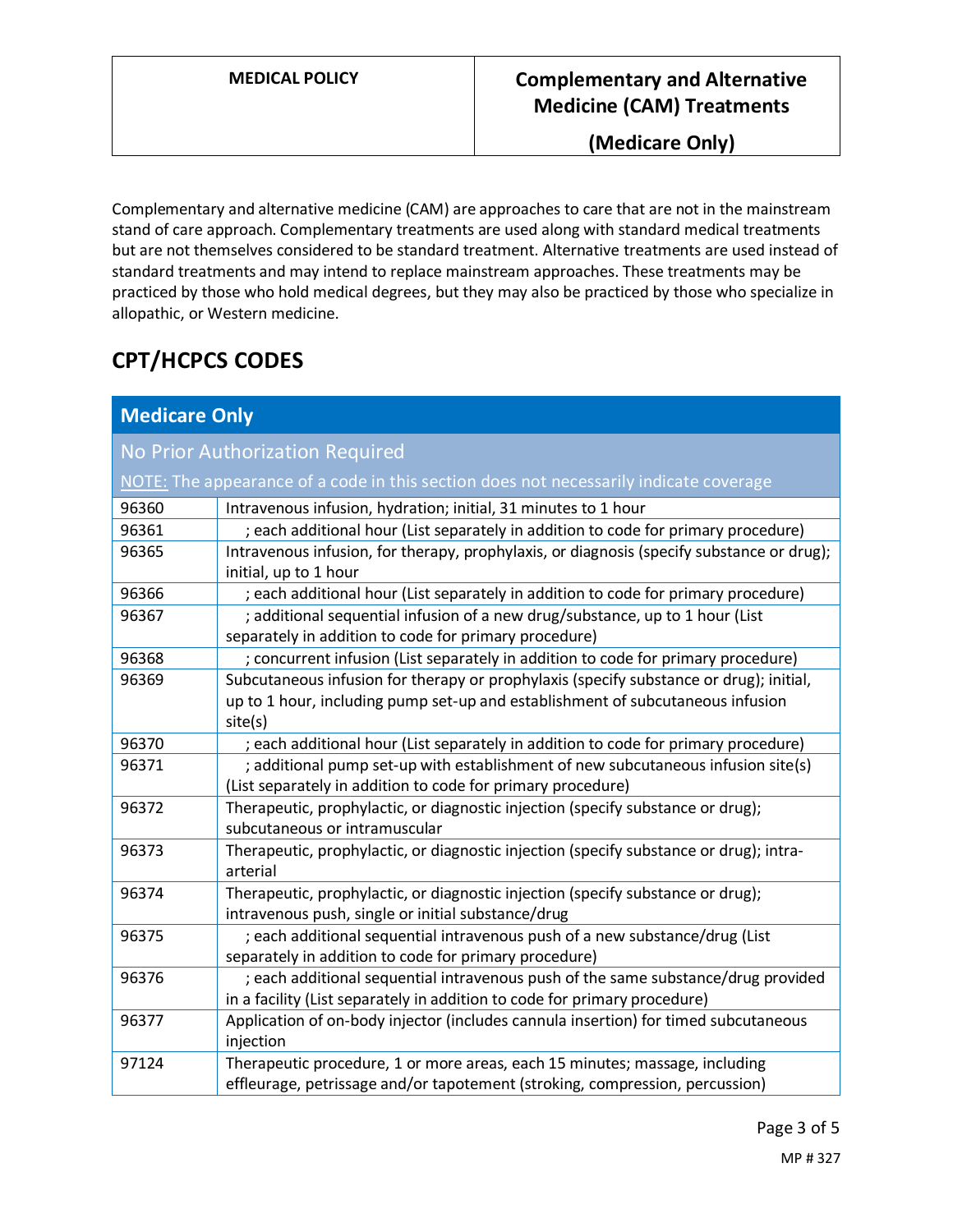Complementary and alternative medicine (CAM) are approaches to care that are not in the mainstream stand of care approach. Complementary treatments are used along with standard medical treatments but are not themselves considered to be standard treatment. Alternative treatments are used instead of standard treatments and may intend to replace mainstream approaches. These treatments may be practiced by those who hold medical degrees, but they may also be practiced by those who specialize in allopathic, or Western medicine.

## CPT/HCPCS CODES

| Medicare Only | |
|---|---|
| No Prior Authorization Required<br>NOTE: The appearance of a code in this section does not necessarily indicate coverage | |
| 96360 | Intravenous infusion, hydration; initial, 31 minutes to 1 hour |
| 96361 | ; each additional hour (List separately in addition to code for primary procedure) |
| 96365 | Intravenous infusion, for therapy, prophylaxis, or diagnosis (specify substance or drug); initial, up to 1 hour |
| 96366 | ; each additional hour (List separately in addition to code for primary procedure) |
| 96367 | ; additional sequential infusion of a new drug/substance, up to 1 hour (List separately in addition to code for primary procedure) |
| 96368 | ; concurrent infusion (List separately in addition to code for primary procedure) |
| 96369 | Subcutaneous infusion for therapy or prophylaxis (specify substance or drug); initial, up to 1 hour, including pump set-up and establishment of subcutaneous infusion site(s) |
| 96370 | ; each additional hour (List separately in addition to code for primary procedure) |
| 96371 | ; additional pump set-up with establishment of new subcutaneous infusion site(s) (List separately in addition to code for primary procedure) |
| 96372 | Therapeutic, prophylactic, or diagnostic injection (specify substance or drug); subcutaneous or intramuscular |
| 96373 | Therapeutic, prophylactic, or diagnostic injection (specify substance or drug); intra-arterial |
| 96374 | Therapeutic, prophylactic, or diagnostic injection (specify substance or drug); intravenous push, single or initial substance/drug |
| 96375 | ; each additional sequential intravenous push of a new substance/drug (List separately in addition to code for primary procedure) |
| 96376 | ; each additional sequential intravenous push of the same substance/drug provided in a facility (List separately in addition to code for primary procedure) |
| 96377 | Application of on-body injector (includes cannula insertion) for timed subcutaneous injection |
| 97124 | Therapeutic procedure, 1 or more areas, each 15 minutes; massage, including effleurage, petrissage and/or tapotement (stroking, compression, percussion) |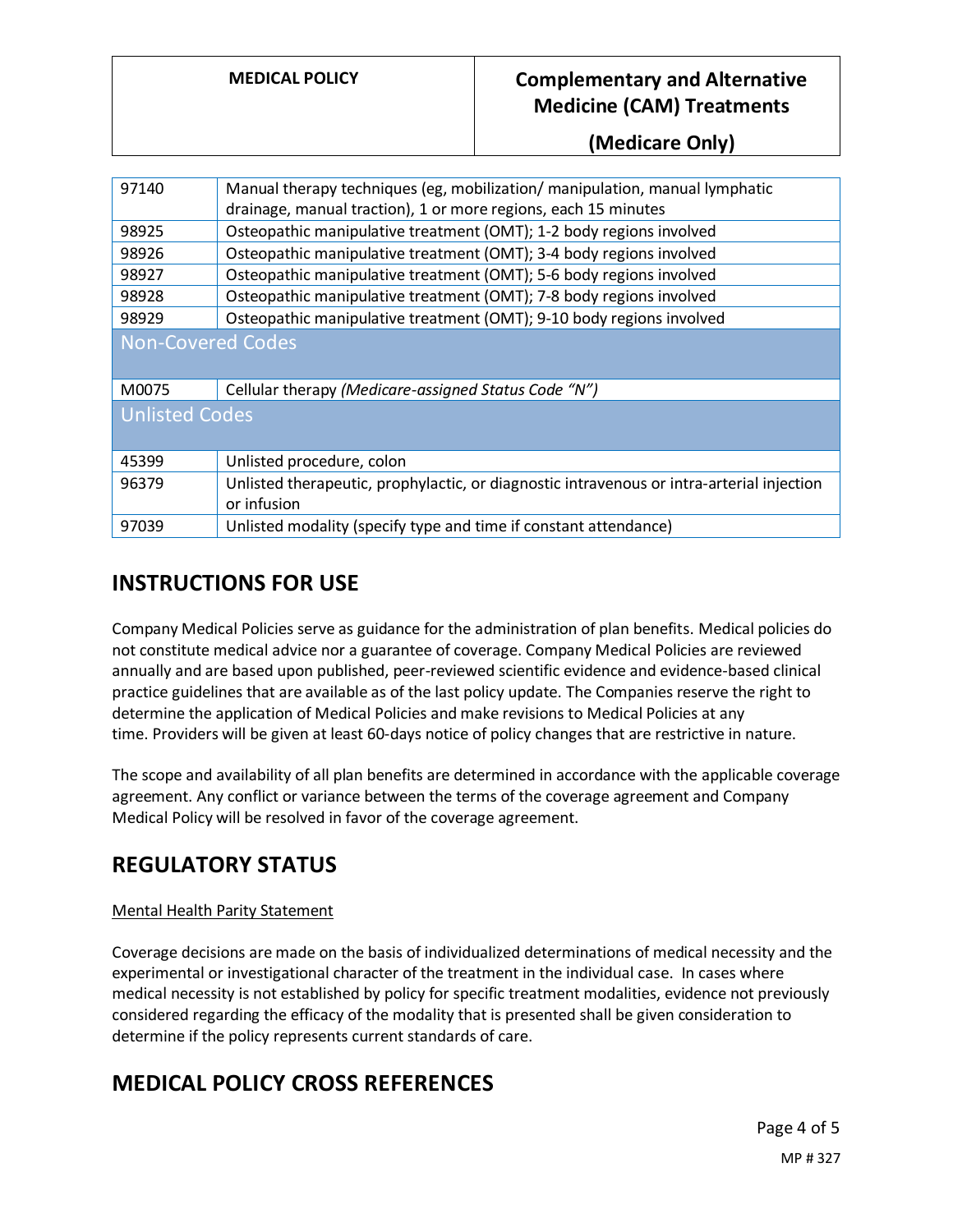| | |
|---|---|
| 97140 | Manual therapy techniques (eg, mobilization/ manipulation, manual lymphatic drainage, manual traction), 1 or more regions, each 15 minutes |
| 98925 | Osteopathic manipulative treatment (OMT); 1-2 body regions involved |
| 98926 | Osteopathic manipulative treatment (OMT); 3-4 body regions involved |
| 98927 | Osteopathic manipulative treatment (OMT); 5-6 body regions involved |
| 98928 | Osteopathic manipulative treatment (OMT); 7-8 body regions involved |
| 98929 | Osteopathic manipulative treatment (OMT); 9-10 body regions involved |
| **Non-Covered Codes** | |
| M0075 | Cellular therapy *(Medicare-assigned Status Code "N")* |
| **Unlisted Codes** | |
| 45399 | Unlisted procedure, colon |
| 96379 | Unlisted therapeutic, prophylactic, or diagnostic intravenous or intra-arterial injection or infusion |
| 97039 | Unlisted modality (specify type and time if constant attendance) |

# INSTRUCTIONS FOR USE

Company Medical Policies serve as guidance for the administration of plan benefits. Medical policies do not constitute medical advice nor a guarantee of coverage. Company Medical Policies are reviewed annually and are based upon published, peer-reviewed scientific evidence and evidence-based clinical practice guidelines that are available as of the last policy update. The Companies reserve the right to determine the application of Medical Policies and make revisions to Medical Policies at any time. Providers will be given at least 60-days notice of policy changes that are restrictive in nature.

The scope and availability of all plan benefits are determined in accordance with the applicable coverage agreement. Any conflict or variance between the terms of the coverage agreement and Company Medical Policy will be resolved in favor of the coverage agreement.

# REGULATORY STATUS

Mental Health Parity Statement

Coverage decisions are made on the basis of individualized determinations of medical necessity and the experimental or investigational character of the treatment in the individual case. In cases where medical necessity is not established by policy for specific treatment modalities, evidence not previously considered regarding the efficacy of the modality that is presented shall be given consideration to determine if the policy represents current standards of care.

# MEDICAL POLICY CROSS REFERENCES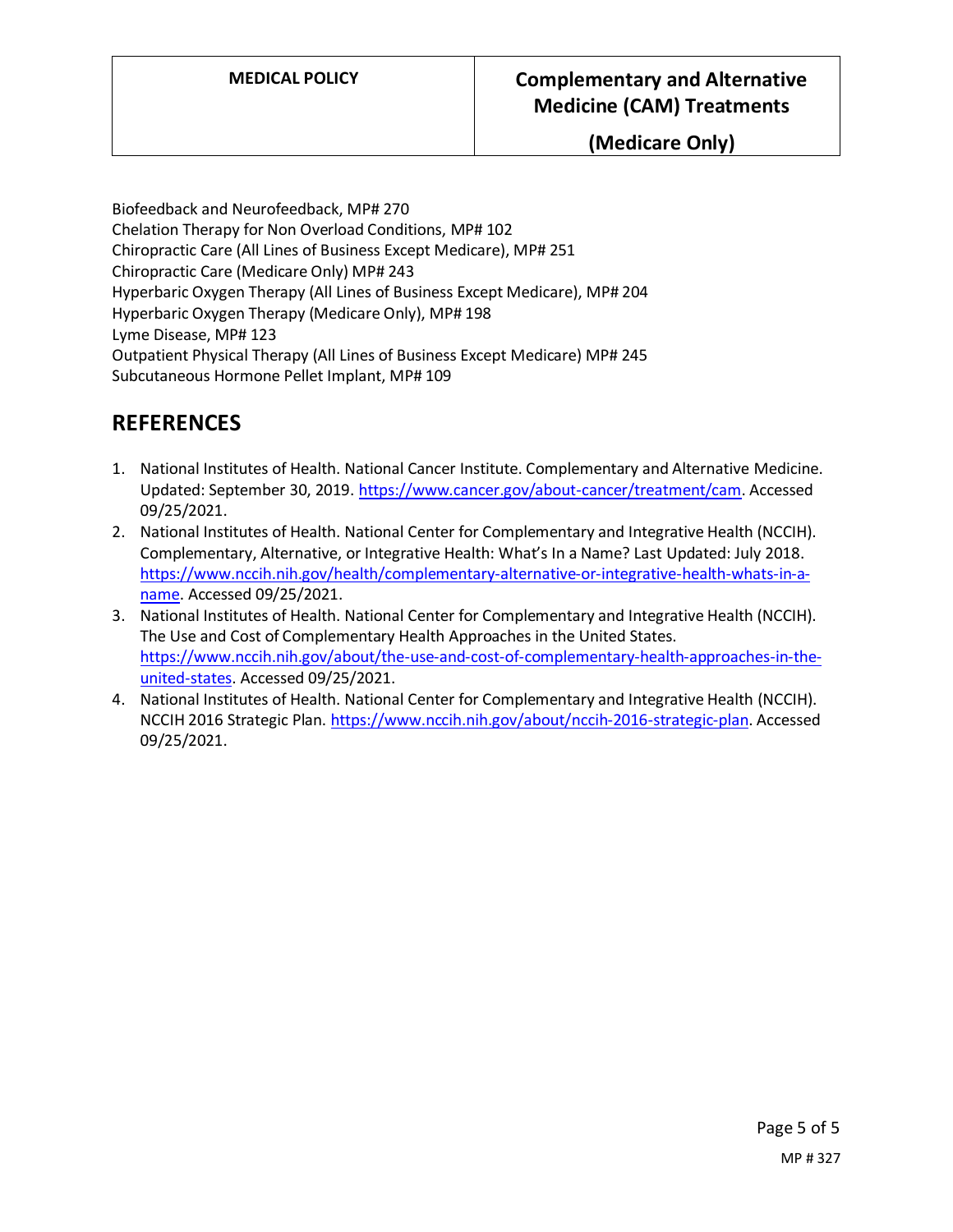Biofeedback and Neurofeedback, MP# 270
Chelation Therapy for Non Overload Conditions, MP# 102
Chiropractic Care (All Lines of Business Except Medicare), MP# 251
Chiropractic Care (Medicare Only) MP# 243
Hyperbaric Oxygen Therapy (All Lines of Business Except Medicare), MP# 204
Hyperbaric Oxygen Therapy (Medicare Only), MP# 198
Lyme Disease, MP# 123
Outpatient Physical Therapy (All Lines of Business Except Medicare) MP# 245
Subcutaneous Hormone Pellet Implant, MP# 109

## REFERENCES

1. National Institutes of Health. National Cancer Institute. Complementary and Alternative Medicine. Updated: September 30, 2019. https://www.cancer.gov/about-cancer/treatment/cam. Accessed 09/25/2021.
2. National Institutes of Health. National Center for Complementary and Integrative Health (NCCIH). Complementary, Alternative, or Integrative Health: What's In a Name? Last Updated: July 2018. https://www.nccih.nih.gov/health/complementary-alternative-or-integrative-health-whats-in-a-name. Accessed 09/25/2021.
3. National Institutes of Health. National Center for Complementary and Integrative Health (NCCIH). The Use and Cost of Complementary Health Approaches in the United States. https://www.nccih.nih.gov/about/the-use-and-cost-of-complementary-health-approaches-in-the-united-states. Accessed 09/25/2021.
4. National Institutes of Health. National Center for Complementary and Integrative Health (NCCIH). NCCIH 2016 Strategic Plan. https://www.nccih.nih.gov/about/nccih-2016-strategic-plan. Accessed 09/25/2021.